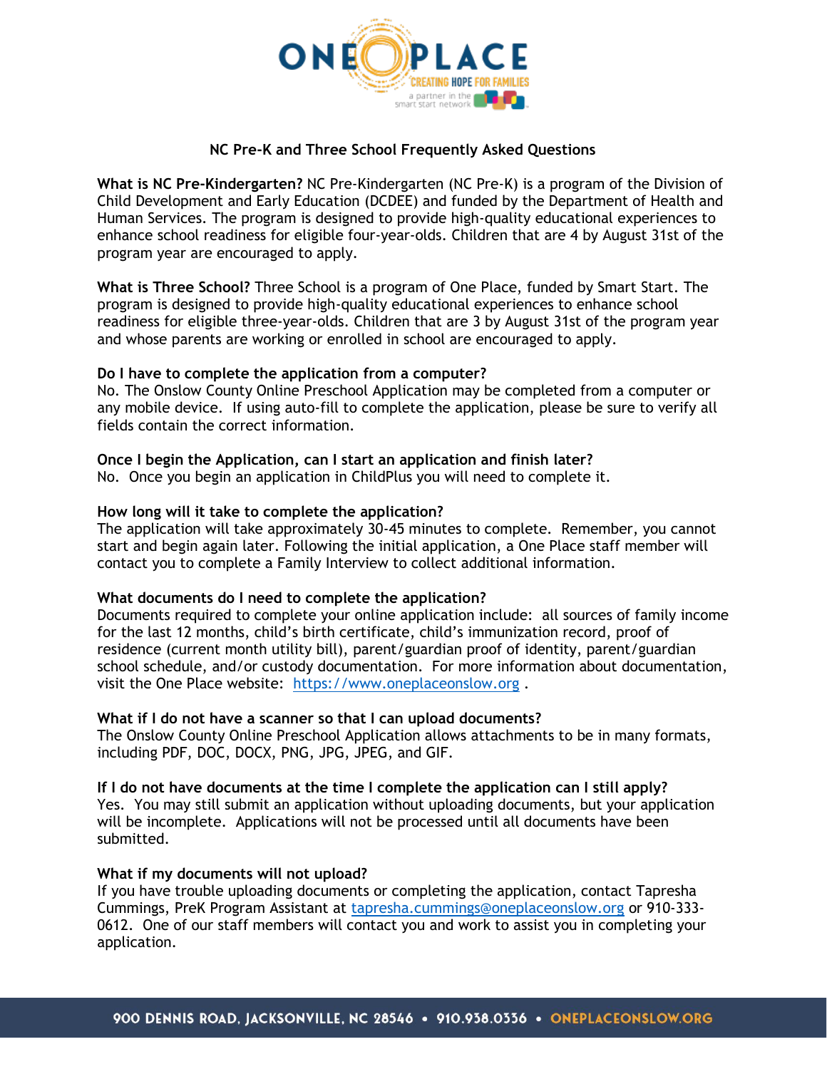# NC Pre-K and Three School Frequently Asked Questions

**What is NC Pre-Kindergarten?** NC Pre-Kindergarten (NC Pre-K) is a program of the Division of Child Development and Early Education (DCDEE) and funded by the Department of Health and Human Services. The program is designed to provide high-quality educational experiences to enhance school readiness for eligible four-year-olds. Children that are 4 by August 31st of the program year are encouraged to apply.

**What is Three School?** Three School is a program of One Place, funded by Smart Start. The program is designed to provide high-quality educational experiences to enhance school readiness for eligible three-year-olds. Children that are 3 by August 31st of the program year and whose parents are working or enrolled in school are encouraged to apply.

**Do I have to complete the application from a computer?**
No. The Onslow County Online Preschool Application may be completed from a computer or any mobile device. If using auto-fill to complete the application, please be sure to verify all fields contain the correct information.

**Once I begin the Application, can I start an application and finish later?**
No. Once you begin an application in ChildPlus you will need to complete it.

**How long will it take to complete the application?**
The application will take approximately 30-45 minutes to complete. Remember, you cannot start and begin again later. Following the initial application, a One Place staff member will contact you to complete a Family Interview to collect additional information.

**What documents do I need to complete the application?**
Documents required to complete your online application include: all sources of family income for the last 12 months, child's birth certificate, child's immunization record, proof of residence (current month utility bill), parent/guardian proof of identity, parent/guardian school schedule, and/or custody documentation. For more information about documentation, visit the One Place website: [https://www.oneplaceonslow.org](https://www.oneplaceonslow.org) .

**What if I do not have a scanner so that I can upload documents?**
The Onslow County Online Preschool Application allows attachments to be in many formats, including PDF, DOC, DOCX, PNG, JPG, JPEG, and GIF.

**If I do not have documents at the time I complete the application can I still apply?**
Yes. You may still submit an application without uploading documents, but your application will be incomplete. Applications will not be processed until all documents have been submitted.

**What if my documents will not upload?**
If you have trouble uploading documents or completing the application, contact Tapresha Cummings, PreK Program Assistant at [tapresha.cummings@oneplaceonslow.org](mailto:tapresha.cummings@oneplaceonslow.org) or 910-333-0612. One of our staff members will contact you and work to assist you in completing your application.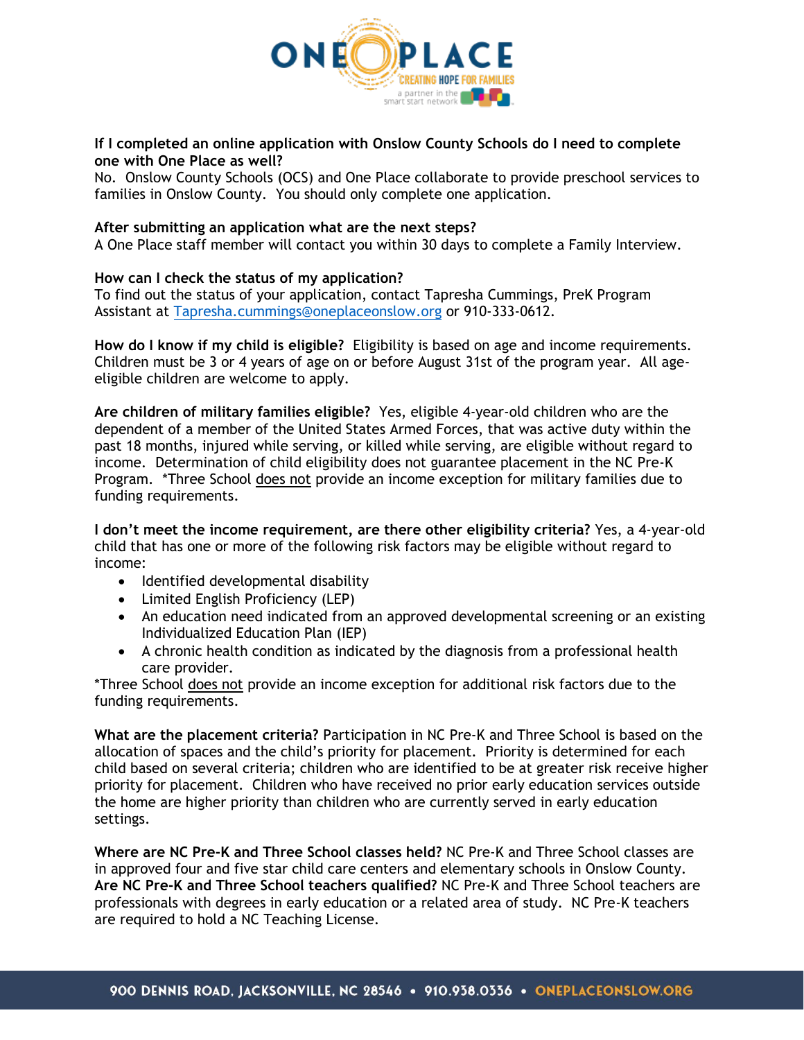**If I completed an online application with Onslow County Schools do I need to complete one with One Place as well?**
No. Onslow County Schools (OCS) and One Place collaborate to provide preschool services to families in Onslow County. You should only complete one application.

**After submitting an application what are the next steps?**
A One Place staff member will contact you within 30 days to complete a Family Interview.

**How can I check the status of my application?**
To find out the status of your application, contact Tapresha Cummings, PreK Program Assistant at Tapresha.cummings@oneplaceonslow.org or 910-333-0612.

**How do I know if my child is eligible?** Eligibility is based on age and income requirements. Children must be 3 or 4 years of age on or before August 31st of the program year. All age-eligible children are welcome to apply.

**Are children of military families eligible?** Yes, eligible 4-year-old children who are the dependent of a member of the United States Armed Forces, that was active duty within the past 18 months, injured while serving, or killed while serving, are eligible without regard to income. Determination of child eligibility does not guarantee placement in the NC Pre-K Program. *Three School does not provide an income exception for military families due to funding requirements.

**I don't meet the income requirement, are there other eligibility criteria?** Yes, a 4-year-old child that has one or more of the following risk factors may be eligible without regard to income:

- Identified developmental disability
- Limited English Proficiency (LEP)
- An education need indicated from an approved developmental screening or an existing Individualized Education Plan (IEP)
- A chronic health condition as indicated by the diagnosis from a professional health care provider.

*Three School does not provide an income exception for additional risk factors due to the funding requirements.

**What are the placement criteria?** Participation in NC Pre-K and Three School is based on the allocation of spaces and the child's priority for placement. Priority is determined for each child based on several criteria; children who are identified to be at greater risk receive higher priority for placement. Children who have received no prior early education services outside the home are higher priority than children who are currently served in early education settings.

**Where are NC Pre-K and Three School classes held?** NC Pre-K and Three School classes are in approved four and five star child care centers and elementary schools in Onslow County.
**Are NC Pre-K and Three School teachers qualified?** NC Pre-K and Three School teachers are professionals with degrees in early education or a related area of study. NC Pre-K teachers are required to hold a NC Teaching License.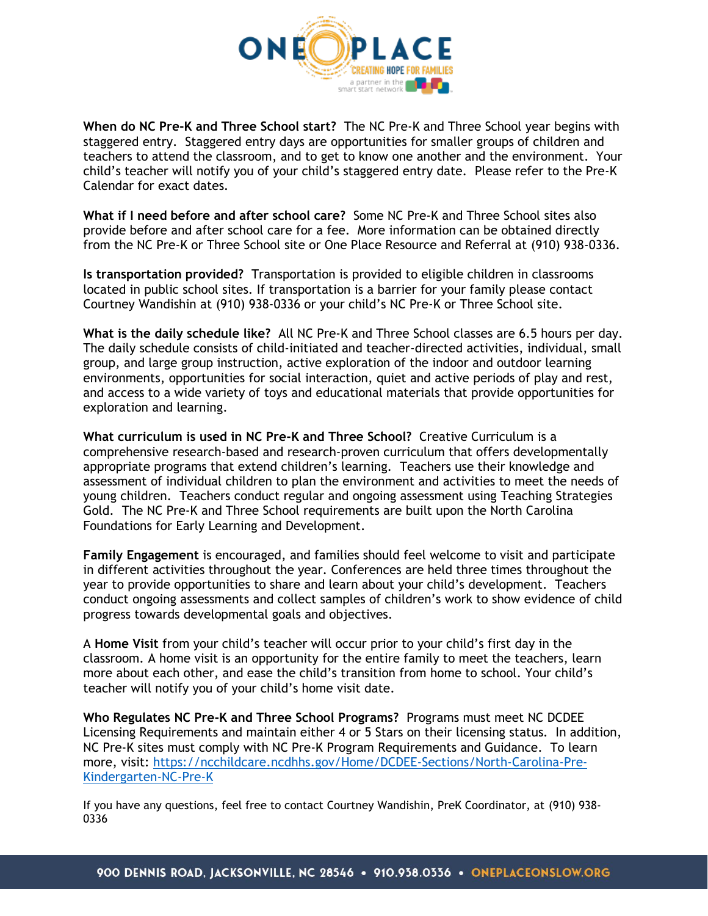**When do NC Pre-K and Three School start?** The NC Pre-K and Three School year begins with staggered entry. Staggered entry days are opportunities for smaller groups of children and teachers to attend the classroom, and to get to know one another and the environment. Your child's teacher will notify you of your child's staggered entry date. Please refer to the Pre-K Calendar for exact dates.

**What if I need before and after school care?** Some NC Pre-K and Three School sites also provide before and after school care for a fee. More information can be obtained directly from the NC Pre-K or Three School site or One Place Resource and Referral at (910) 938-0336.

**Is transportation provided?** Transportation is provided to eligible children in classrooms located in public school sites. If transportation is a barrier for your family please contact Courtney Wandishin at (910) 938-0336 or your child's NC Pre-K or Three School site.

**What is the daily schedule like?** All NC Pre-K and Three School classes are 6.5 hours per day. The daily schedule consists of child-initiated and teacher-directed activities, individual, small group, and large group instruction, active exploration of the indoor and outdoor learning environments, opportunities for social interaction, quiet and active periods of play and rest, and access to a wide variety of toys and educational materials that provide opportunities for exploration and learning.

**What curriculum is used in NC Pre-K and Three School?** Creative Curriculum is a comprehensive research-based and research-proven curriculum that offers developmentally appropriate programs that extend children's learning. Teachers use their knowledge and assessment of individual children to plan the environment and activities to meet the needs of young children. Teachers conduct regular and ongoing assessment using Teaching Strategies Gold. The NC Pre-K and Three School requirements are built upon the North Carolina Foundations for Early Learning and Development.

**Family Engagement** is encouraged, and families should feel welcome to visit and participate in different activities throughout the year. Conferences are held three times throughout the year to provide opportunities to share and learn about your child's development. Teachers conduct ongoing assessments and collect samples of children's work to show evidence of child progress towards developmental goals and objectives.

A **Home Visit** from your child's teacher will occur prior to your child's first day in the classroom. A home visit is an opportunity for the entire family to meet the teachers, learn more about each other, and ease the child's transition from home to school. Your child's teacher will notify you of your child's home visit date.

**Who Regulates NC Pre-K and Three School Programs?** Programs must meet NC DCDEE Licensing Requirements and maintain either 4 or 5 Stars on their licensing status. In addition, NC Pre-K sites must comply with NC Pre-K Program Requirements and Guidance. To learn more, visit: [https://ncchildcare.ncdhhs.gov/Home/DCDEE-Sections/North-Carolina-Pre-Kindergarten-NC-Pre-K](https://ncchildcare.ncdhhs.gov/Home/DCDEE-Sections/North-Carolina-Pre-Kindergarten-NC-Pre-K)

If you have any questions, feel free to contact Courtney Wandishin, PreK Coordinator, at (910) 938-0336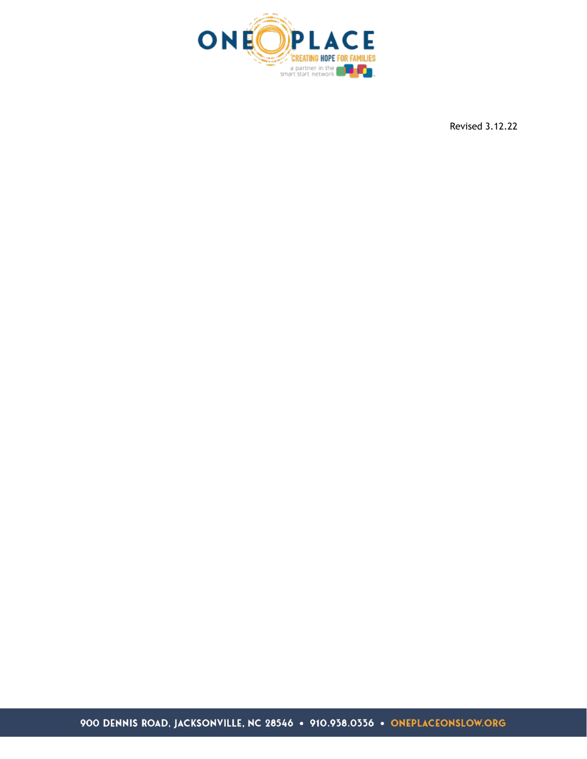Revised 3.12.22